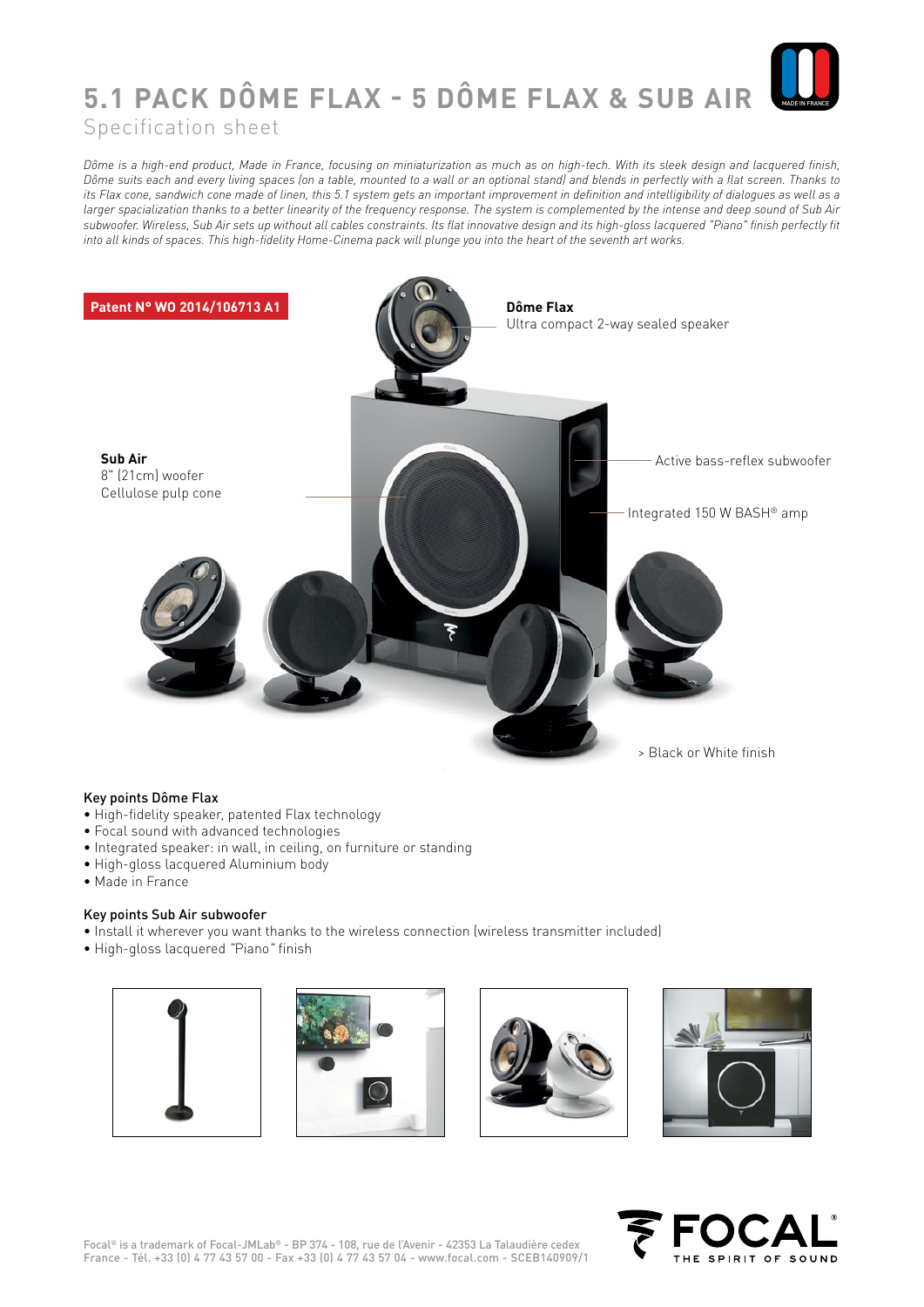# 5.1 PACK DÔME FLAX - 5 DÔME FLAX & SUB AIR

Specification sheet

*Dôme is a high-end product, Made in France, focusing on miniaturization as much as on high-tech. With its sleek design and lacquered finish, Dôme suits each and every living spaces (on a table, mounted to a wall or an optional stand) and blends in perfectly with a flat screen. Thanks to its Flax cone, sandwich cone made of linen, this 5.1 system gets an important improvement in definition and intelligibility of dialogues as well as a larger spacialization thanks to a better linearity of the frequency response. The system is complemented by the intense and deep sound of Sub Air subwoofer. Wireless, Sub Air sets up without all cables constraints. Its flat innovative design and its high-gloss lacquered "Piano" finish perfectly fit into all kinds of spaces. This high-fidelity Home-Cinema pack will plunge you into the heart of the seventh art works.*

**Patent N° WO 2014/106713 A1**

**Dôme Flax**
Ultra compact 2-way sealed speaker

**Sub Air**
8" (21cm) woofer
Cellulose pulp cone

Active bass-reflex subwoofer

Integrated 150 W BASH® amp

> Black or White finish

### Key points Dôme Flax

- High-fidelity speaker, patented Flax technology
- Focal sound with advanced technologies
- Integrated speaker: in wall, in ceiling, on furniture or standing
- High-gloss lacquered Aluminium body
- Made in France

### Key points Sub Air subwoofer

- Install it wherever you want thanks to the wireless connection (wireless transmitter included)
- High-gloss lacquered "Piano" finish

Focal® is a trademark of Focal-JMLab® - BP 374 - 108, rue de l'Avenir - 42353 La Talaudière cedex
France - Tél. +33 (0) 4 77 43 57 00 - Fax +33 (0) 4 77 43 57 04 - www.focal.com - SCEB140909/1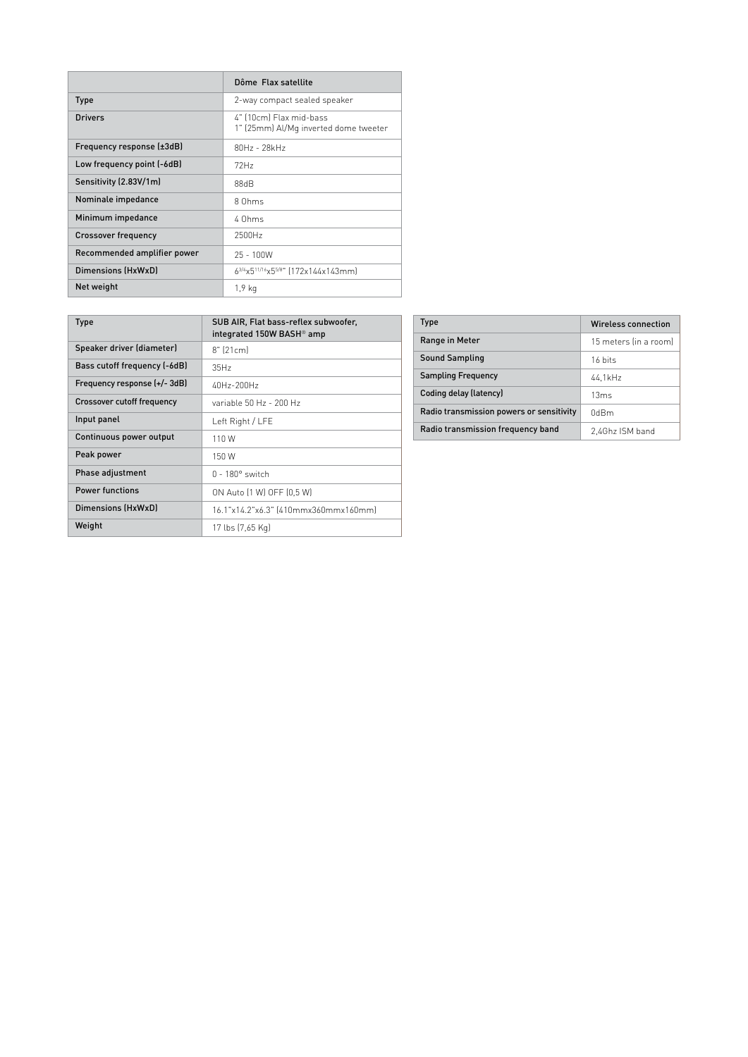| | Dôme Flax satellite |
|---|---|
| Type | 2-way compact sealed speaker |
| Drivers | 4" (10cm) Flax mid-bass<br>1" (25mm) Al/Mg inverted dome tweeter |
| Frequency response (±3dB) | 80Hz - 28kHz |
| Low frequency point (-6dB) | 72Hz |
| Sensitivity (2.83V/1m) | 88dB |
| Nominale impedance | 8 Ohms |
| Minimum impedance | 4 Ohms |
| Crossover frequency | 2500Hz |
| Recommended amplifier power | 25 - 100W |
| Dimensions (HxWxD) | 6³⁄₄x5¹¹⁄₁₆x5⁵⁄₈" (172x144x143mm) |
| Net weight | 1,9 kg |

| Type | SUB AIR, Flat bass-reflex subwoofer, integrated 150W BASH® amp |
|---|---|
| Speaker driver (diameter) | 8" (21cm) |
| Bass cutoff frequency (-6dB) | 35Hz |
| Frequency response (+/- 3dB) | 40Hz-200Hz |
| Crossover cutoff frequency | variable 50 Hz - 200 Hz |
| Input panel | Left Right / LFE |
| Continuous power output | 110 W |
| Peak power | 150 W |
| Phase adjustment | 0 - 180° switch |
| Power functions | ON Auto (1 W) OFF (0,5 W) |
| Dimensions (HxWxD) | 16.1"x14.2"x6.3" (410mmx360mmx160mm) |
| Weight | 17 lbs (7,65 Kg) |

| Type | Wireless connection |
|---|---|
| Range in Meter | 15 meters (in a room) |
| Sound Sampling | 16 bits |
| Sampling Frequency | 44,1kHz |
| Coding delay (latency) | 13ms |
| Radio transmission powers or sensitivity | 0dBm |
| Radio transmission frequency band | 2,4Ghz ISM band |